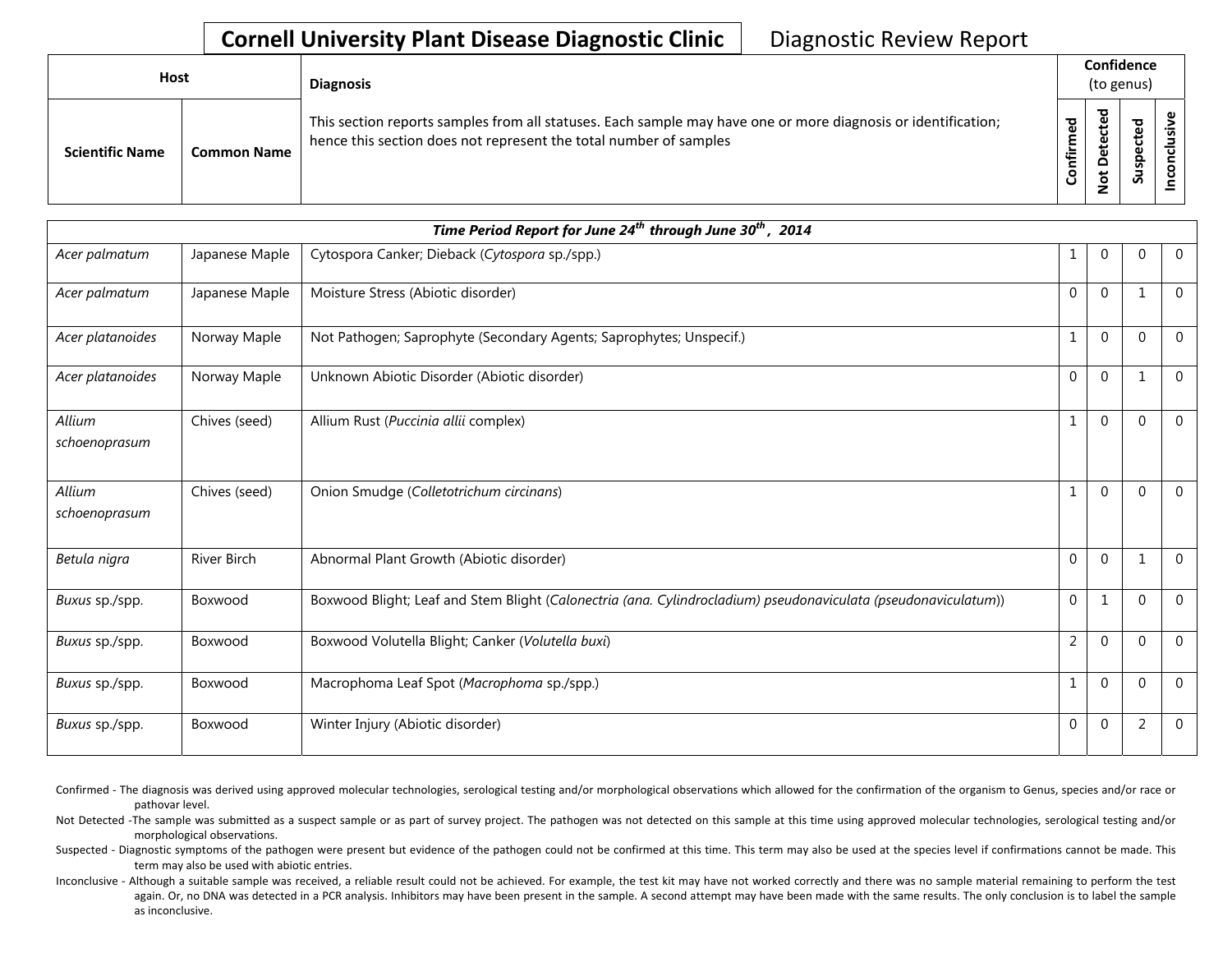# Cornell University Plant Disease Diagnostic Clinic — Diagnostic Review Report

| Host | | Diagnosis | Confidence (to genus) | | | |
|---|---|---|---|---|---|---|
| Scientific Name | Common Name | This section reports samples from all statuses. Each sample may have one or more diagnosis or identification; hence this section does not represent the total number of samples | Confirmed | Not Detected | Suspected | Inconclusive |
| ***Time Period Report for June 24th through June 30th , 2014*** | | | | | | |
| *Acer palmatum* | Japanese Maple | Cytospora Canker; Dieback (*Cytospora* sp./spp.) | 1 | 0 | 0 | 0 |
| *Acer palmatum* | Japanese Maple | Moisture Stress (Abiotic disorder) | 0 | 0 | 1 | 0 |
| *Acer platanoides* | Norway Maple | Not Pathogen; Saprophyte (Secondary Agents; Saprophytes; Unspecif.) | 1 | 0 | 0 | 0 |
| *Acer platanoides* | Norway Maple | Unknown Abiotic Disorder (Abiotic disorder) | 0 | 0 | 1 | 0 |
| *Allium schoenoprasum* | Chives (seed) | Allium Rust (*Puccinia allii* complex) | 1 | 0 | 0 | 0 |
| *Allium schoenoprasum* | Chives (seed) | Onion Smudge (*Colletotrichum circinans*) | 1 | 0 | 0 | 0 |
| *Betula nigra* | River Birch | Abnormal Plant Growth (Abiotic disorder) | 0 | 0 | 1 | 0 |
| *Buxus* sp./spp. | Boxwood | Boxwood Blight; Leaf and Stem Blight (*Calonectria (ana. Cylindrocladium) pseudonaviculata (pseudonaviculatum)*) | 0 | 1 | 0 | 0 |
| *Buxus* sp./spp. | Boxwood | Boxwood Volutella Blight; Canker (*Volutella buxi*) | 2 | 0 | 0 | 0 |
| *Buxus* sp./spp. | Boxwood | Macrophoma Leaf Spot (*Macrophoma* sp./spp.) | 1 | 0 | 0 | 0 |
| *Buxus* sp./spp. | Boxwood | Winter Injury (Abiotic disorder) | 0 | 0 | 2 | 0 |

Confirmed - The diagnosis was derived using approved molecular technologies, serological testing and/or morphological observations which allowed for the confirmation of the organism to Genus, species and/or race or pathovar level.

Not Detected -The sample was submitted as a suspect sample or as part of survey project. The pathogen was not detected on this sample at this time using approved molecular technologies, serological testing and/or morphological observations.

Suspected - Diagnostic symptoms of the pathogen were present but evidence of the pathogen could not be confirmed at this time. This term may also be used at the species level if confirmations cannot be made. This term may also be used with abiotic entries.

Inconclusive - Although a suitable sample was received, a reliable result could not be achieved. For example, the test kit may have not worked correctly and there was no sample material remaining to perform the test again. Or, no DNA was detected in a PCR analysis. Inhibitors may have been present in the sample. A second attempt may have been made with the same results. The only conclusion is to label the sample as inconclusive.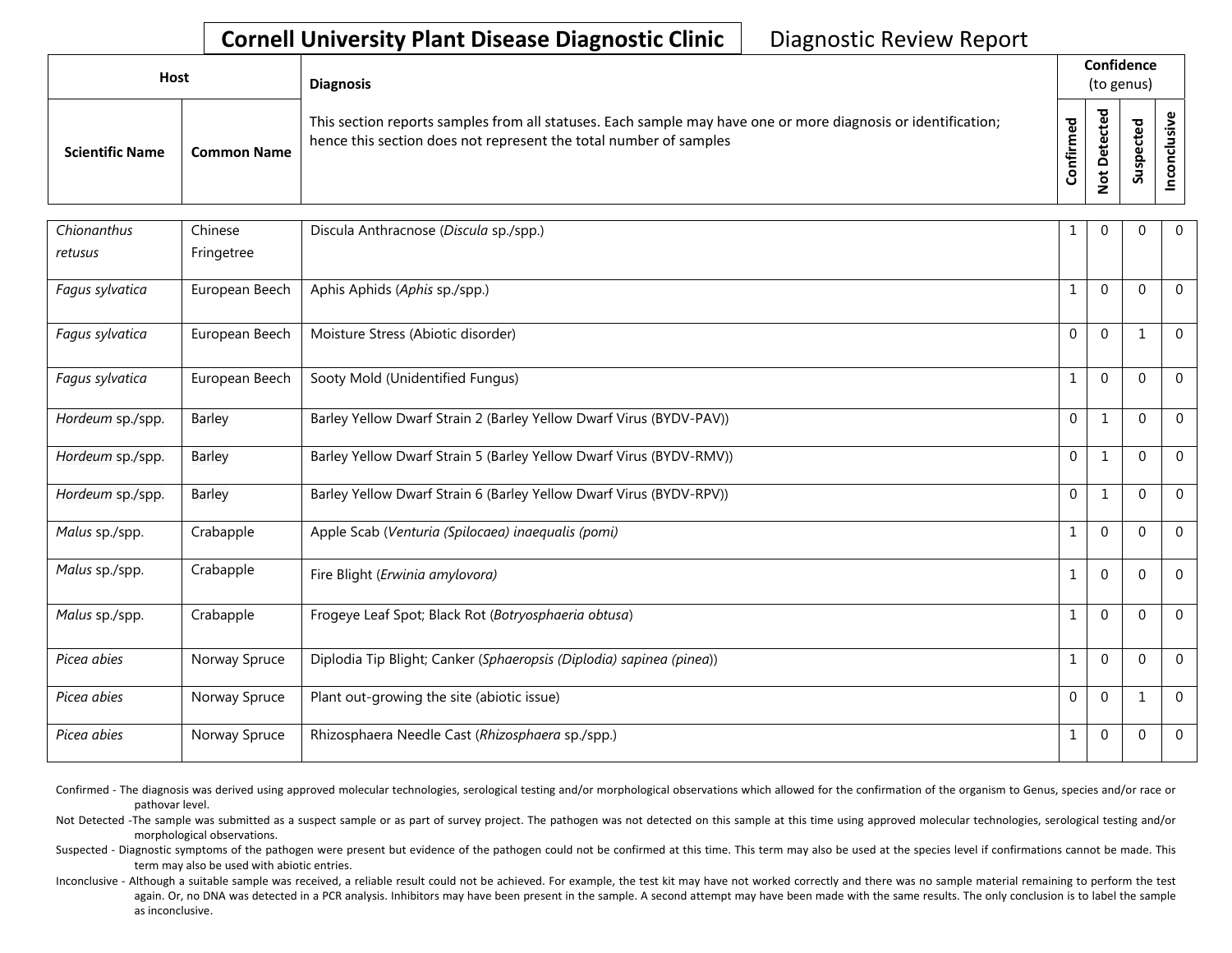# Cornell University Plant Disease Diagnostic Clinic

Diagnostic Review Report

| Host | | Diagnosis | Confidence (to genus) | | | |
|---|---|---|---|---|---|---|
| **Scientific Name** | **Common Name** | This section reports samples from all statuses. Each sample may have one or more diagnosis or identification; hence this section does not represent the total number of samples | **Confirmed** | **Not Detected** | **Suspected** | **Inconclusive** |
| *Chionanthus retusus* | Chinese Fringetree | Discula Anthracnose (*Discula* sp./spp.) | 1 | 0 | 0 | 0 |
| *Fagus sylvatica* | European Beech | Aphis Aphids (*Aphis* sp./spp.) | 1 | 0 | 0 | 0 |
| *Fagus sylvatica* | European Beech | Moisture Stress (Abiotic disorder) | 0 | 0 | 1 | 0 |
| *Fagus sylvatica* | European Beech | Sooty Mold (Unidentified Fungus) | 1 | 0 | 0 | 0 |
| *Hordeum* sp./spp. | Barley | Barley Yellow Dwarf Strain 2 (Barley Yellow Dwarf Virus (BYDV-PAV)) | 0 | 1 | 0 | 0 |
| *Hordeum* sp./spp. | Barley | Barley Yellow Dwarf Strain 5 (Barley Yellow Dwarf Virus (BYDV-RMV)) | 0 | 1 | 0 | 0 |
| *Hordeum* sp./spp. | Barley | Barley Yellow Dwarf Strain 6 (Barley Yellow Dwarf Virus (BYDV-RPV)) | 0 | 1 | 0 | 0 |
| *Malus* sp./spp. | Crabapple | Apple Scab (*Venturia (Spilocaea) inaequalis (pomi)* | 1 | 0 | 0 | 0 |
| *Malus* sp./spp. | Crabapple | Fire Blight (*Erwinia amylovora)* | 1 | 0 | 0 | 0 |
| *Malus* sp./spp. | Crabapple | Frogeye Leaf Spot; Black Rot (*Botryosphaeria obtusa*) | 1 | 0 | 0 | 0 |
| *Picea abies* | Norway Spruce | Diplodia Tip Blight; Canker (*Sphaeropsis (Diplodia) sapinea (pinea)*) | 1 | 0 | 0 | 0 |
| *Picea abies* | Norway Spruce | Plant out-growing the site (abiotic issue) | 0 | 0 | 1 | 0 |
| *Picea abies* | Norway Spruce | Rhizosphaera Needle Cast (*Rhizosphaera* sp./spp.) | 1 | 0 | 0 | 0 |

Confirmed - The diagnosis was derived using approved molecular technologies, serological testing and/or morphological observations which allowed for the confirmation of the organism to Genus, species and/or race or pathovar level.

Not Detected -The sample was submitted as a suspect sample or as part of survey project. The pathogen was not detected on this sample at this time using approved molecular technologies, serological testing and/or morphological observations.

Suspected - Diagnostic symptoms of the pathogen were present but evidence of the pathogen could not be confirmed at this time. This term may also be used at the species level if confirmations cannot be made. This term may also be used with abiotic entries.

Inconclusive - Although a suitable sample was received, a reliable result could not be achieved. For example, the test kit may have not worked correctly and there was no sample material remaining to perform the test again. Or, no DNA was detected in a PCR analysis. Inhibitors may have been present in the sample. A second attempt may have been made with the same results. The only conclusion is to label the sample as inconclusive.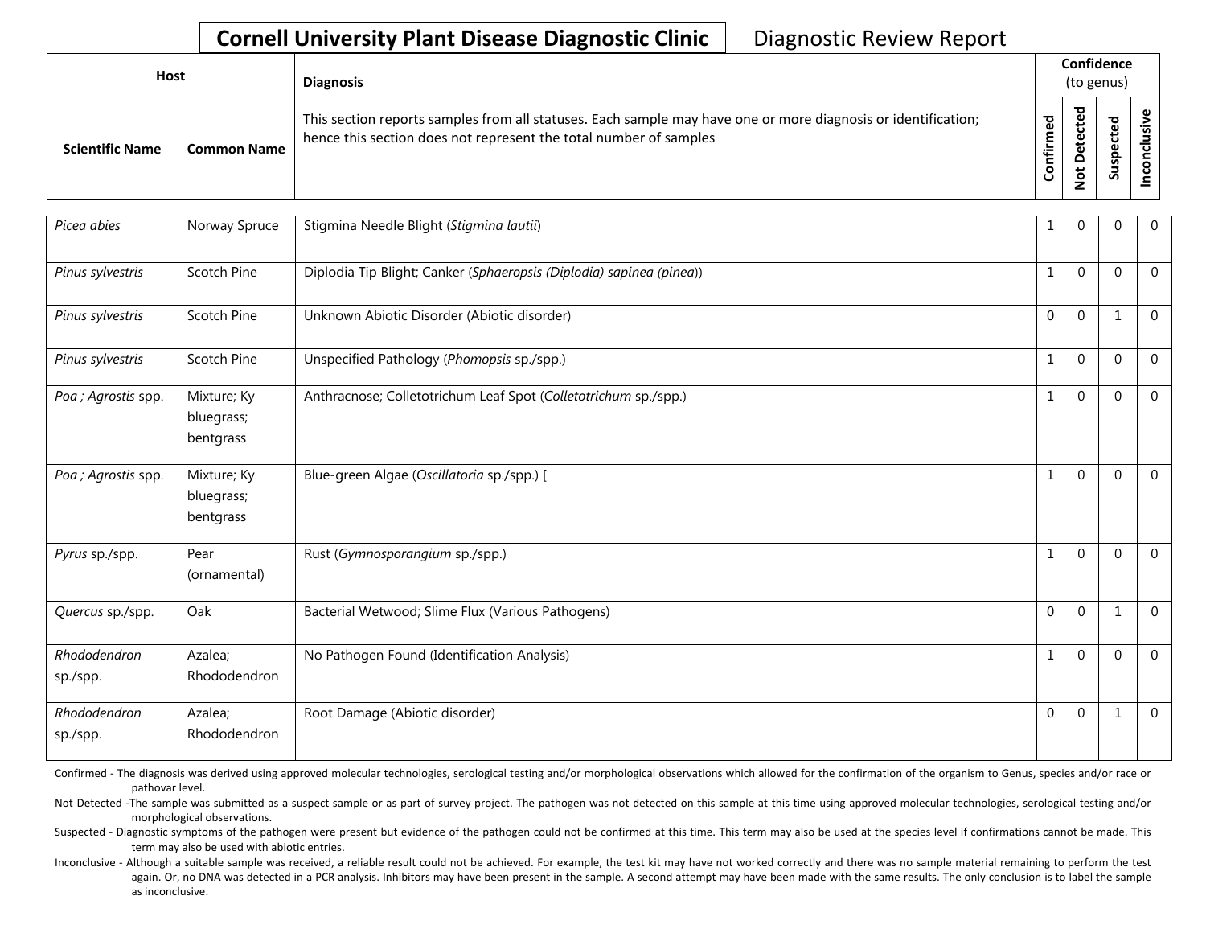**Cornell University Plant Disease Diagnostic Clinic** Diagnostic Review Report

| Host | | Diagnosis | Confidence (to genus) | | | |
|---|---|---|---|---|---|---|
| Scientific Name | Common Name | This section reports samples from all statuses. Each sample may have one or more diagnosis or identification; hence this section does not represent the total number of samples | Confirmed | Not Detected | Suspected | Inconclusive |
| *Picea abies* | Norway Spruce | Stigmina Needle Blight (*Stigmina lautii*) | 1 | 0 | 0 | 0 |
| *Pinus sylvestris* | Scotch Pine | Diplodia Tip Blight; Canker (*Sphaeropsis (Diplodia) sapinea (pinea)*) | 1 | 0 | 0 | 0 |
| *Pinus sylvestris* | Scotch Pine | Unknown Abiotic Disorder (Abiotic disorder) | 0 | 0 | 1 | 0 |
| *Pinus sylvestris* | Scotch Pine | Unspecified Pathology (*Phomopsis* sp./spp.) | 1 | 0 | 0 | 0 |
| *Poa ; Agrostis* spp. | Mixture; Ky bluegrass; bentgrass | Anthracnose; Colletotrichum Leaf Spot (*Colletotrichum* sp./spp.) | 1 | 0 | 0 | 0 |
| *Poa ; Agrostis* spp. | Mixture; Ky bluegrass; bentgrass | Blue-green Algae (*Oscillatoria* sp./spp.) [ | 1 | 0 | 0 | 0 |
| *Pyrus* sp./spp. | Pear (ornamental) | Rust (*Gymnosporangium* sp./spp.) | 1 | 0 | 0 | 0 |
| *Quercus* sp./spp. | Oak | Bacterial Wetwood; Slime Flux (Various Pathogens) | 0 | 0 | 1 | 0 |
| *Rhododendron* sp./spp. | Azalea; Rhododendron | No Pathogen Found (Identification Analysis) | 1 | 0 | 0 | 0 |
| *Rhododendron* sp./spp. | Azalea; Rhododendron | Root Damage (Abiotic disorder) | 0 | 0 | 1 | 0 |

Confirmed - The diagnosis was derived using approved molecular technologies, serological testing and/or morphological observations which allowed for the confirmation of the organism to Genus, species and/or race or pathovar level.

Not Detected -The sample was submitted as a suspect sample or as part of survey project. The pathogen was not detected on this sample at this time using approved molecular technologies, serological testing and/or morphological observations.

Suspected - Diagnostic symptoms of the pathogen were present but evidence of the pathogen could not be confirmed at this time. This term may also be used at the species level if confirmations cannot be made. This term may also be used with abiotic entries.

Inconclusive - Although a suitable sample was received, a reliable result could not be achieved. For example, the test kit may have not worked correctly and there was no sample material remaining to perform the test again. Or, no DNA was detected in a PCR analysis. Inhibitors may have been present in the sample. A second attempt may have been made with the same results. The only conclusion is to label the sample as inconclusive.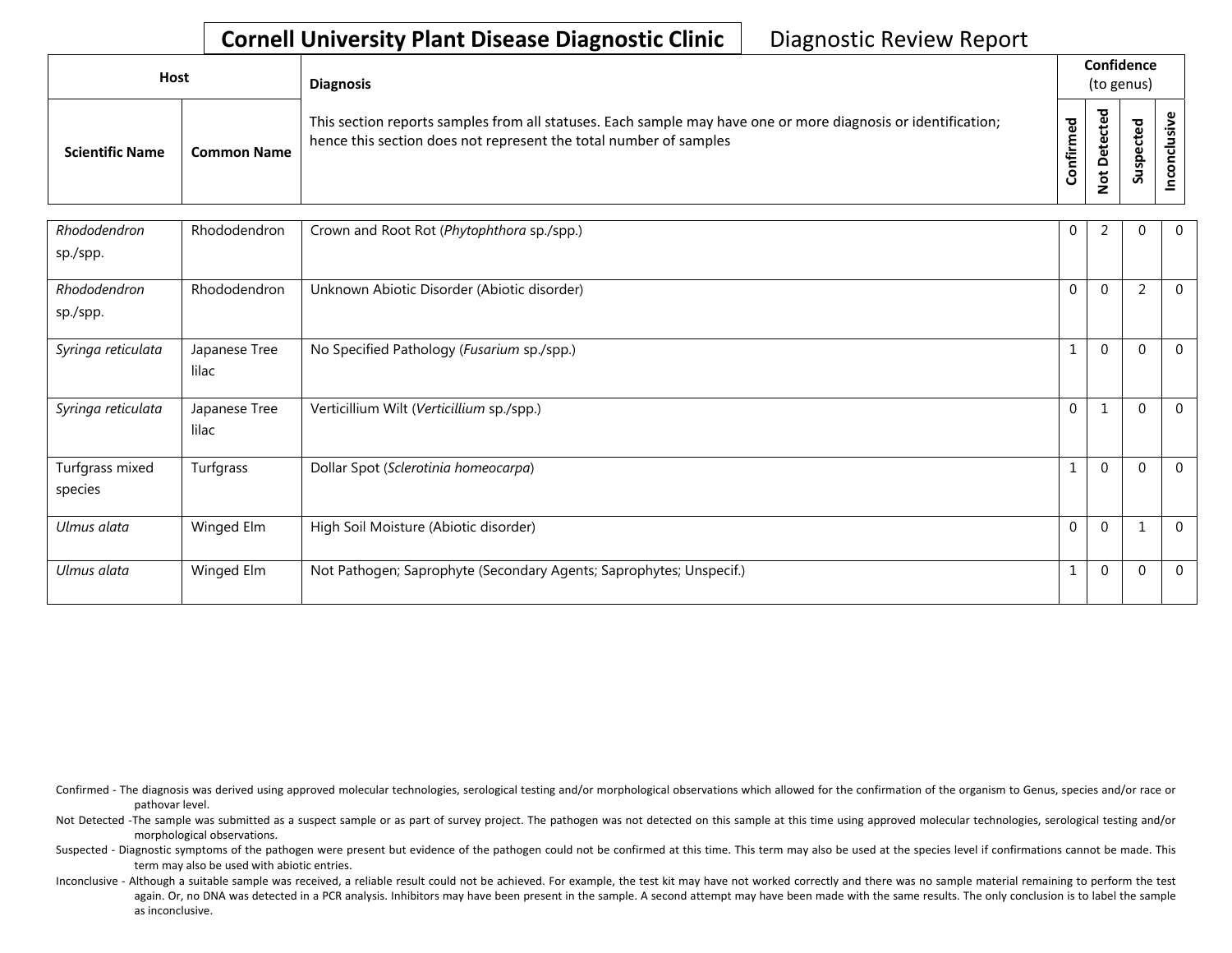Cornell University Plant Disease Diagnostic Clinic | Diagnostic Review Report

| Host | | Diagnosis | Confidence (to genus) | | | |
|---|---|---|---|---|---|---|
| **Scientific Name** | **Common Name** | This section reports samples from all statuses. Each sample may have one or more diagnosis or identification; hence this section does not represent the total number of samples | **Confirmed** | **Not Detected** | **Suspected** | **Inconclusive** |
| *Rhododendron* sp./spp. | Rhododendron | Crown and Root Rot (*Phytophthora* sp./spp.) | 0 | 2 | 0 | 0 |
| *Rhododendron* sp./spp. | Rhododendron | Unknown Abiotic Disorder (Abiotic disorder) | 0 | 0 | 2 | 0 |
| *Syringa reticulata* | Japanese Tree lilac | No Specified Pathology (*Fusarium* sp./spp.) | 1 | 0 | 0 | 0 |
| *Syringa reticulata* | Japanese Tree lilac | Verticillium Wilt (*Verticillium* sp./spp.) | 0 | 1 | 0 | 0 |
| Turfgrass mixed species | Turfgrass | Dollar Spot (*Sclerotinia homeocarpa*) | 1 | 0 | 0 | 0 |
| *Ulmus alata* | Winged Elm | High Soil Moisture (Abiotic disorder) | 0 | 0 | 1 | 0 |
| *Ulmus alata* | Winged Elm | Not Pathogen; Saprophyte (Secondary Agents; Saprophytes; Unspecif.) | 1 | 0 | 0 | 0 |

Confirmed - The diagnosis was derived using approved molecular technologies, serological testing and/or morphological observations which allowed for the confirmation of the organism to Genus, species and/or race or pathovar level.

Not Detected -The sample was submitted as a suspect sample or as part of survey project. The pathogen was not detected on this sample at this time using approved molecular technologies, serological testing and/or morphological observations.

Suspected - Diagnostic symptoms of the pathogen were present but evidence of the pathogen could not be confirmed at this time. This term may also be used at the species level if confirmations cannot be made. This term may also be used with abiotic entries.

Inconclusive - Although a suitable sample was received, a reliable result could not be achieved. For example, the test kit may have not worked correctly and there was no sample material remaining to perform the test again. Or, no DNA was detected in a PCR analysis. Inhibitors may have been present in the sample. A second attempt may have been made with the same results. The only conclusion is to label the sample as inconclusive.